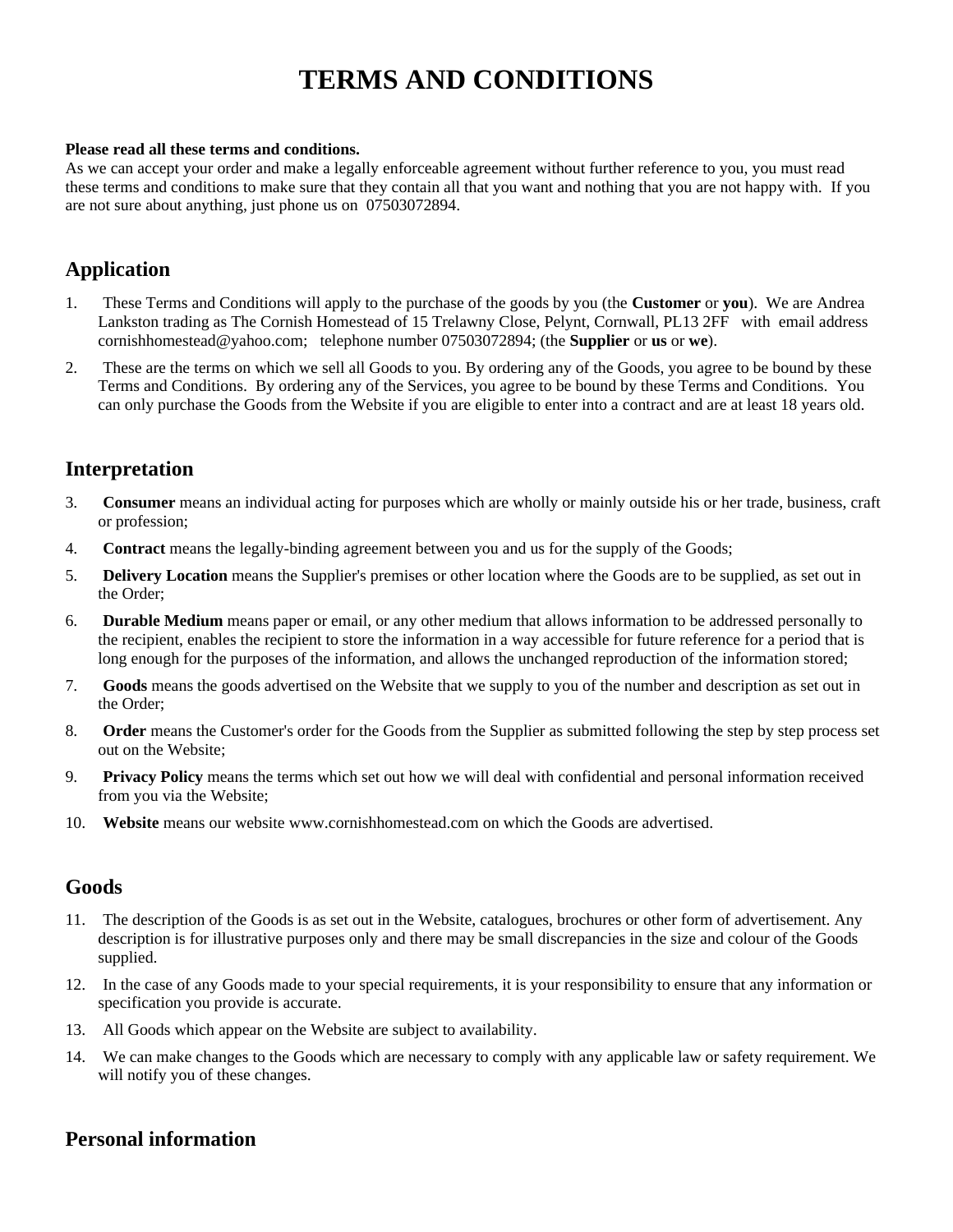# TERMS AND CONDITIONS

**Please read all these terms and conditions.**
As we can accept your order and make a legally enforceable agreement without further reference to you, you must read these terms and conditions to make sure that they contain all that you want and nothing that you are not happy with. If you are not sure about anything, just phone us on 07503072894.

## Application

1. These Terms and Conditions will apply to the purchase of the goods by you (the **Customer** or **you**). We are Andrea Lankston trading as The Cornish Homestead of 15 Trelawny Close, Pelynt, Cornwall, PL13 2FF with email address cornishhomestead@yahoo.com; telephone number 07503072894; (the **Supplier** or **us** or **we**).
2. These are the terms on which we sell all Goods to you. By ordering any of the Goods, you agree to be bound by these Terms and Conditions. By ordering any of the Services, you agree to be bound by these Terms and Conditions. You can only purchase the Goods from the Website if you are eligible to enter into a contract and are at least 18 years old.

## Interpretation

3. **Consumer** means an individual acting for purposes which are wholly or mainly outside his or her trade, business, craft or profession;
4. **Contract** means the legally-binding agreement between you and us for the supply of the Goods;
5. **Delivery Location** means the Supplier's premises or other location where the Goods are to be supplied, as set out in the Order;
6. **Durable Medium** means paper or email, or any other medium that allows information to be addressed personally to the recipient, enables the recipient to store the information in a way accessible for future reference for a period that is long enough for the purposes of the information, and allows the unchanged reproduction of the information stored;
7. **Goods** means the goods advertised on the Website that we supply to you of the number and description as set out in the Order;
8. **Order** means the Customer's order for the Goods from the Supplier as submitted following the step by step process set out on the Website;
9. **Privacy Policy** means the terms which set out how we will deal with confidential and personal information received from you via the Website;
10. **Website** means our website www.cornishhomestead.com on which the Goods are advertised.

## Goods

11. The description of the Goods is as set out in the Website, catalogues, brochures or other form of advertisement. Any description is for illustrative purposes only and there may be small discrepancies in the size and colour of the Goods supplied.
12. In the case of any Goods made to your special requirements, it is your responsibility to ensure that any information or specification you provide is accurate.
13. All Goods which appear on the Website are subject to availability.
14. We can make changes to the Goods which are necessary to comply with any applicable law or safety requirement. We will notify you of these changes.

## Personal information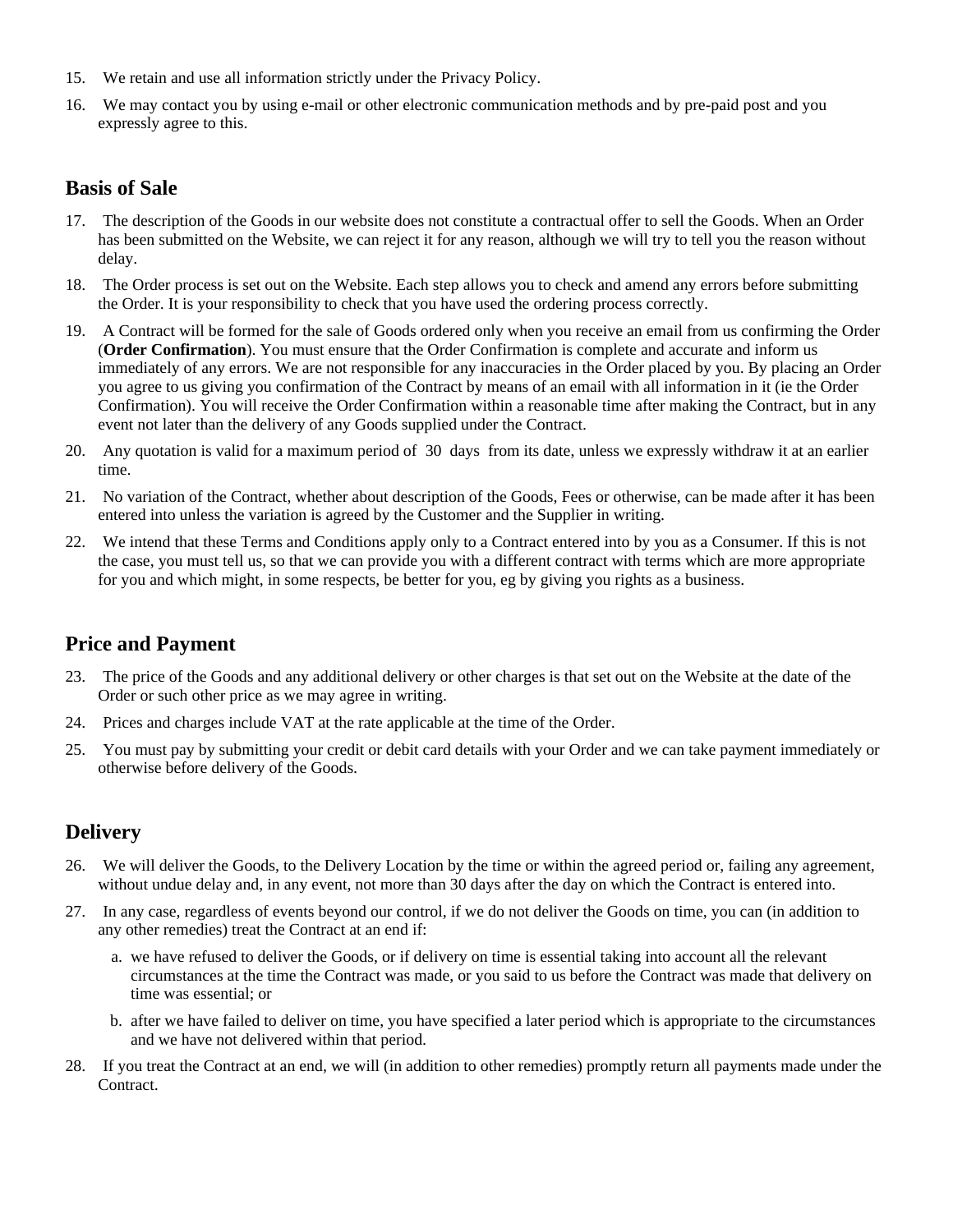15. We retain and use all information strictly under the Privacy Policy.
16. We may contact you by using e-mail or other electronic communication methods and by pre-paid post and you expressly agree to this.

## Basis of Sale

17. The description of the Goods in our website does not constitute a contractual offer to sell the Goods. When an Order has been submitted on the Website, we can reject it for any reason, although we will try to tell you the reason without delay.
18. The Order process is set out on the Website. Each step allows you to check and amend any errors before submitting the Order. It is your responsibility to check that you have used the ordering process correctly.
19. A Contract will be formed for the sale of Goods ordered only when you receive an email from us confirming the Order (**Order Confirmation**). You must ensure that the Order Confirmation is complete and accurate and inform us immediately of any errors. We are not responsible for any inaccuracies in the Order placed by you. By placing an Order you agree to us giving you confirmation of the Contract by means of an email with all information in it (ie the Order Confirmation). You will receive the Order Confirmation within a reasonable time after making the Contract, but in any event not later than the delivery of any Goods supplied under the Contract.
20. Any quotation is valid for a maximum period of 30 days from its date, unless we expressly withdraw it at an earlier time.
21. No variation of the Contract, whether about description of the Goods, Fees or otherwise, can be made after it has been entered into unless the variation is agreed by the Customer and the Supplier in writing.
22. We intend that these Terms and Conditions apply only to a Contract entered into by you as a Consumer. If this is not the case, you must tell us, so that we can provide you with a different contract with terms which are more appropriate for you and which might, in some respects, be better for you, eg by giving you rights as a business.

## Price and Payment

23. The price of the Goods and any additional delivery or other charges is that set out on the Website at the date of the Order or such other price as we may agree in writing.
24. Prices and charges include VAT at the rate applicable at the time of the Order.
25. You must pay by submitting your credit or debit card details with your Order and we can take payment immediately or otherwise before delivery of the Goods.

## Delivery

26. We will deliver the Goods, to the Delivery Location by the time or within the agreed period or, failing any agreement, without undue delay and, in any event, not more than 30 days after the day on which the Contract is entered into.
27. In any case, regardless of events beyond our control, if we do not deliver the Goods on time, you can (in addition to any other remedies) treat the Contract at an end if:
    a. we have refused to deliver the Goods, or if delivery on time is essential taking into account all the relevant circumstances at the time the Contract was made, or you said to us before the Contract was made that delivery on time was essential; or
    b. after we have failed to deliver on time, you have specified a later period which is appropriate to the circumstances and we have not delivered within that period.
28. If you treat the Contract at an end, we will (in addition to other remedies) promptly return all payments made under the Contract.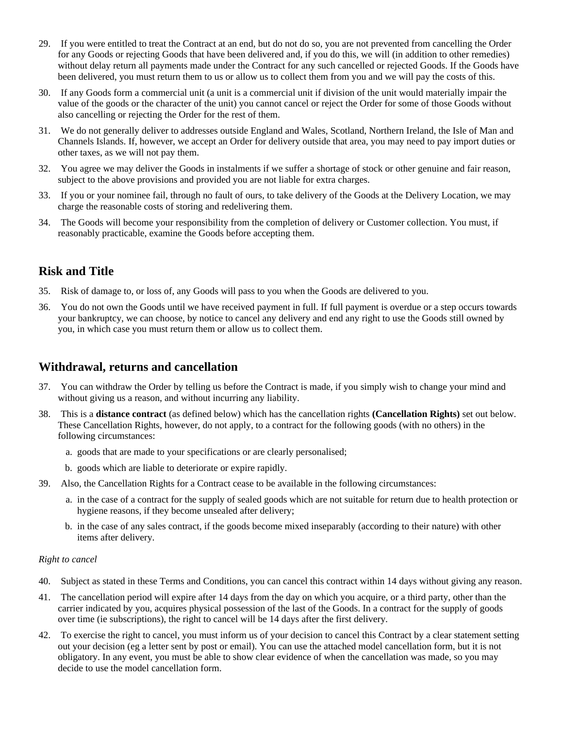29. If you were entitled to treat the Contract at an end, but do not do so, you are not prevented from cancelling the Order for any Goods or rejecting Goods that have been delivered and, if you do this, we will (in addition to other remedies) without delay return all payments made under the Contract for any such cancelled or rejected Goods. If the Goods have been delivered, you must return them to us or allow us to collect them from you and we will pay the costs of this.

30. If any Goods form a commercial unit (a unit is a commercial unit if division of the unit would materially impair the value of the goods or the character of the unit) you cannot cancel or reject the Order for some of those Goods without also cancelling or rejecting the Order for the rest of them.

31. We do not generally deliver to addresses outside England and Wales, Scotland, Northern Ireland, the Isle of Man and Channels Islands. If, however, we accept an Order for delivery outside that area, you may need to pay import duties or other taxes, as we will not pay them.

32. You agree we may deliver the Goods in instalments if we suffer a shortage of stock or other genuine and fair reason, subject to the above provisions and provided you are not liable for extra charges.

33. If you or your nominee fail, through no fault of ours, to take delivery of the Goods at the Delivery Location, we may charge the reasonable costs of storing and redelivering them.

34. The Goods will become your responsibility from the completion of delivery or Customer collection. You must, if reasonably practicable, examine the Goods before accepting them.

## Risk and Title

35. Risk of damage to, or loss of, any Goods will pass to you when the Goods are delivered to you.

36. You do not own the Goods until we have received payment in full. If full payment is overdue or a step occurs towards your bankruptcy, we can choose, by notice to cancel any delivery and end any right to use the Goods still owned by you, in which case you must return them or allow us to collect them.

## Withdrawal, returns and cancellation

37. You can withdraw the Order by telling us before the Contract is made, if you simply wish to change your mind and without giving us a reason, and without incurring any liability.

38. This is a **distance contract** (as defined below) which has the cancellation rights **(Cancellation Rights)** set out below. These Cancellation Rights, however, do not apply, to a contract for the following goods (with no others) in the following circumstances:

    a. goods that are made to your specifications or are clearly personalised;

    b. goods which are liable to deteriorate or expire rapidly.

39. Also, the Cancellation Rights for a Contract cease to be available in the following circumstances:

    a. in the case of a contract for the supply of sealed goods which are not suitable for return due to health protection or hygiene reasons, if they become unsealed after delivery;

    b. in the case of any sales contract, if the goods become mixed inseparably (according to their nature) with other items after delivery.

*Right to cancel*

40. Subject as stated in these Terms and Conditions, you can cancel this contract within 14 days without giving any reason.

41. The cancellation period will expire after 14 days from the day on which you acquire, or a third party, other than the carrier indicated by you, acquires physical possession of the last of the Goods. In a contract for the supply of goods over time (ie subscriptions), the right to cancel will be 14 days after the first delivery.

42. To exercise the right to cancel, you must inform us of your decision to cancel this Contract by a clear statement setting out your decision (eg a letter sent by post or email). You can use the attached model cancellation form, but it is not obligatory. In any event, you must be able to show clear evidence of when the cancellation was made, so you may decide to use the model cancellation form.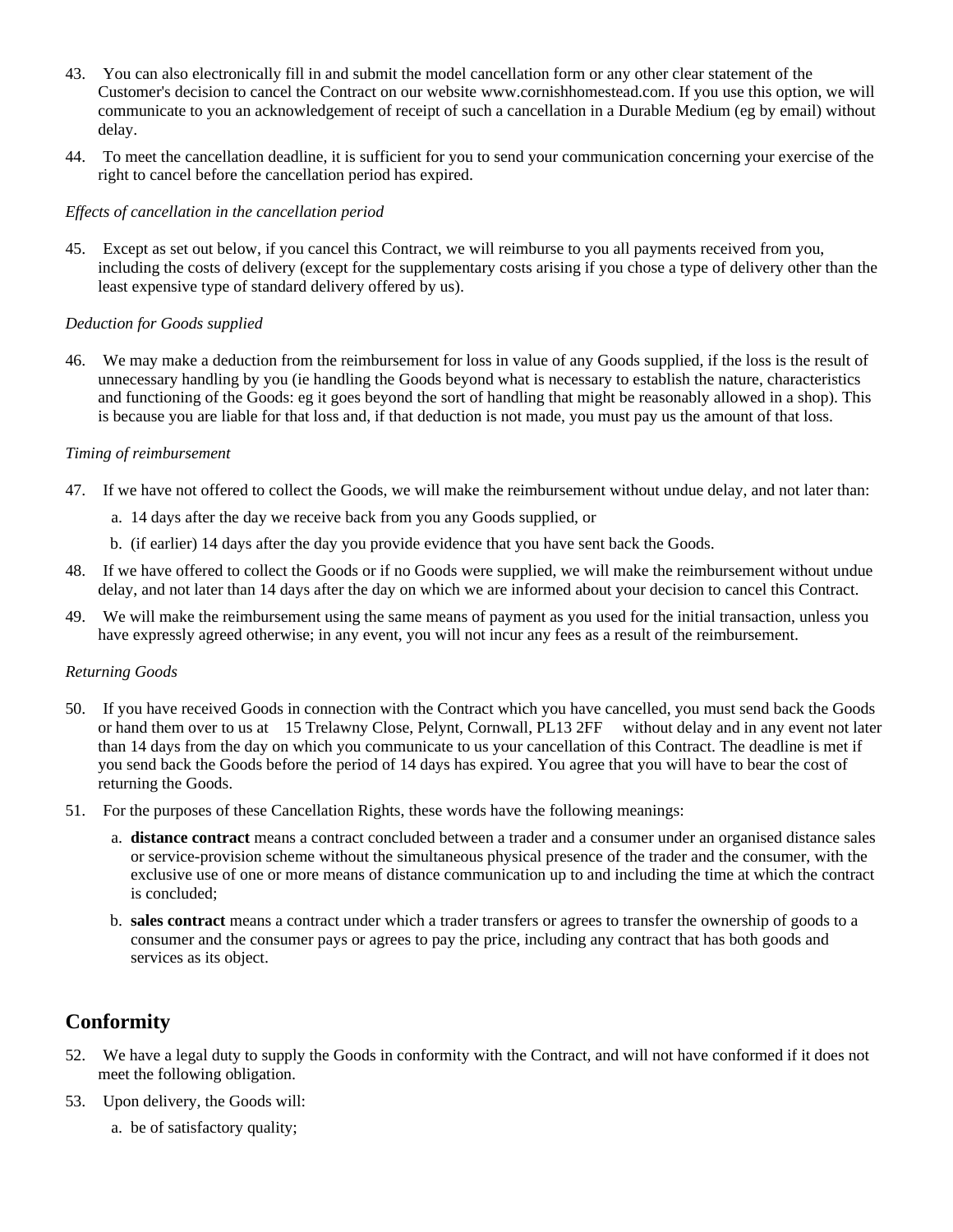43. You can also electronically fill in and submit the model cancellation form or any other clear statement of the Customer's decision to cancel the Contract on our website www.cornishhomestead.com. If you use this option, we will communicate to you an acknowledgement of receipt of such a cancellation in a Durable Medium (eg by email) without delay.

44. To meet the cancellation deadline, it is sufficient for you to send your communication concerning your exercise of the right to cancel before the cancellation period has expired.

*Effects of cancellation in the cancellation period*

45. Except as set out below, if you cancel this Contract, we will reimburse to you all payments received from you, including the costs of delivery (except for the supplementary costs arising if you chose a type of delivery other than the least expensive type of standard delivery offered by us).

*Deduction for Goods supplied*

46. We may make a deduction from the reimbursement for loss in value of any Goods supplied, if the loss is the result of unnecessary handling by you (ie handling the Goods beyond what is necessary to establish the nature, characteristics and functioning of the Goods: eg it goes beyond the sort of handling that might be reasonably allowed in a shop). This is because you are liable for that loss and, if that deduction is not made, you must pay us the amount of that loss.

*Timing of reimbursement*

47. If we have not offered to collect the Goods, we will make the reimbursement without undue delay, and not later than:
    a. 14 days after the day we receive back from you any Goods supplied, or
    b. (if earlier) 14 days after the day you provide evidence that you have sent back the Goods.

48. If we have offered to collect the Goods or if no Goods were supplied, we will make the reimbursement without undue delay, and not later than 14 days after the day on which we are informed about your decision to cancel this Contract.

49. We will make the reimbursement using the same means of payment as you used for the initial transaction, unless you have expressly agreed otherwise; in any event, you will not incur any fees as a result of the reimbursement.

*Returning Goods*

50. If you have received Goods in connection with the Contract which you have cancelled, you must send back the Goods or hand them over to us at 15 Trelawny Close, Pelynt, Cornwall, PL13 2FF without delay and in any event not later than 14 days from the day on which you communicate to us your cancellation of this Contract. The deadline is met if you send back the Goods before the period of 14 days has expired. You agree that you will have to bear the cost of returning the Goods.

51. For the purposes of these Cancellation Rights, these words have the following meanings:
    a. **distance contract** means a contract concluded between a trader and a consumer under an organised distance sales or service-provision scheme without the simultaneous physical presence of the trader and the consumer, with the exclusive use of one or more means of distance communication up to and including the time at which the contract is concluded;
    b. **sales contract** means a contract under which a trader transfers or agrees to transfer the ownership of goods to a consumer and the consumer pays or agrees to pay the price, including any contract that has both goods and services as its object.

## Conformity

52. We have a legal duty to supply the Goods in conformity with the Contract, and will not have conformed if it does not meet the following obligation.

53. Upon delivery, the Goods will:
    a. be of satisfactory quality;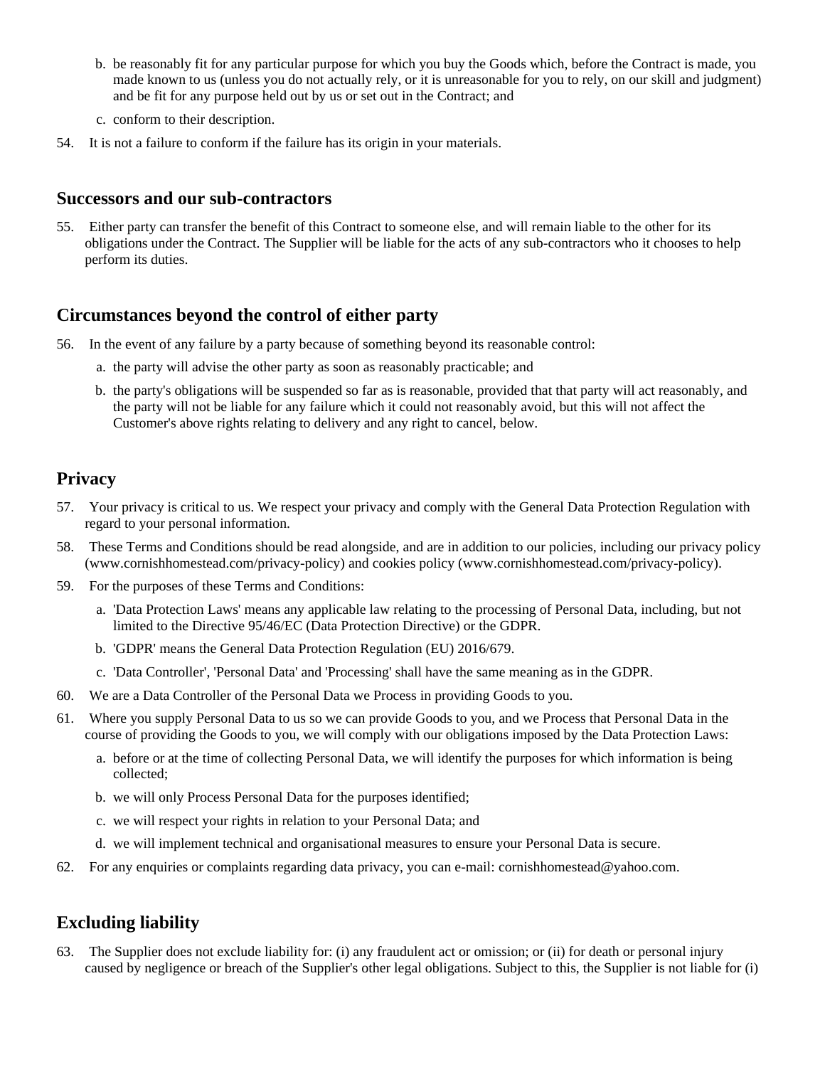b. be reasonably fit for any particular purpose for which you buy the Goods which, before the Contract is made, you made known to us (unless you do not actually rely, or it is unreasonable for you to rely, on our skill and judgment) and be fit for any purpose held out by us or set out in the Contract; and

c. conform to their description.

54. It is not a failure to conform if the failure has its origin in your materials.

## Successors and our sub-contractors

55. Either party can transfer the benefit of this Contract to someone else, and will remain liable to the other for its obligations under the Contract. The Supplier will be liable for the acts of any sub-contractors who it chooses to help perform its duties.

## Circumstances beyond the control of either party

56. In the event of any failure by a party because of something beyond its reasonable control:

   a. the party will advise the other party as soon as reasonably practicable; and

   b. the party's obligations will be suspended so far as is reasonable, provided that that party will act reasonably, and the party will not be liable for any failure which it could not reasonably avoid, but this will not affect the Customer's above rights relating to delivery and any right to cancel, below.

## Privacy

57. Your privacy is critical to us. We respect your privacy and comply with the General Data Protection Regulation with regard to your personal information.

58. These Terms and Conditions should be read alongside, and are in addition to our policies, including our privacy policy (www.cornishhomestead.com/privacy-policy) and cookies policy (www.cornishhomestead.com/privacy-policy).

59. For the purposes of these Terms and Conditions:

   a. 'Data Protection Laws' means any applicable law relating to the processing of Personal Data, including, but not limited to the Directive 95/46/EC (Data Protection Directive) or the GDPR.

   b. 'GDPR' means the General Data Protection Regulation (EU) 2016/679.

   c. 'Data Controller', 'Personal Data' and 'Processing' shall have the same meaning as in the GDPR.

60. We are a Data Controller of the Personal Data we Process in providing Goods to you.

61. Where you supply Personal Data to us so we can provide Goods to you, and we Process that Personal Data in the course of providing the Goods to you, we will comply with our obligations imposed by the Data Protection Laws:

   a. before or at the time of collecting Personal Data, we will identify the purposes for which information is being collected;

   b. we will only Process Personal Data for the purposes identified;

   c. we will respect your rights in relation to your Personal Data; and

   d. we will implement technical and organisational measures to ensure your Personal Data is secure.

62. For any enquiries or complaints regarding data privacy, you can e-mail: cornishhomestead@yahoo.com.

## Excluding liability

63. The Supplier does not exclude liability for: (i) any fraudulent act or omission; or (ii) for death or personal injury caused by negligence or breach of the Supplier's other legal obligations. Subject to this, the Supplier is not liable for (i)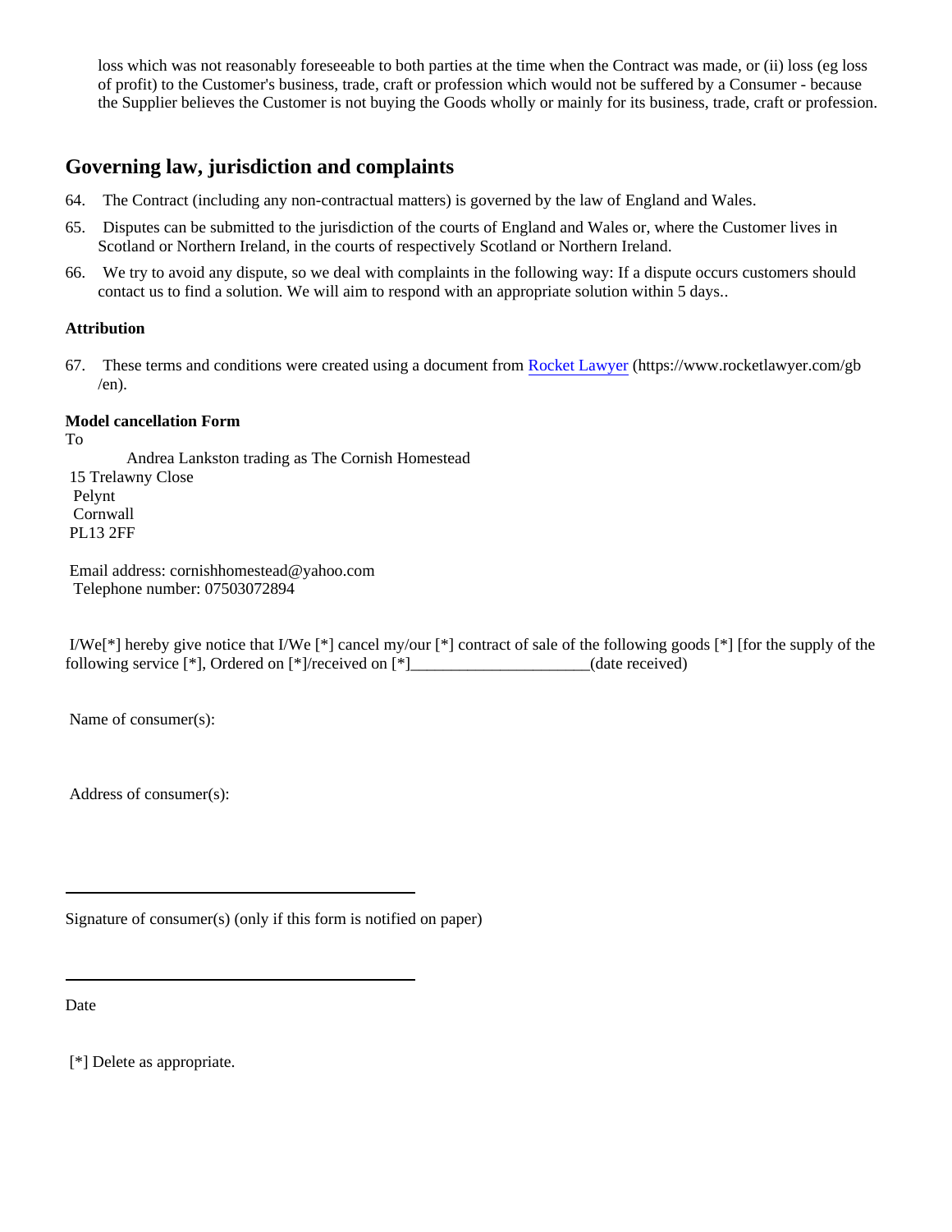loss which was not reasonably foreseeable to both parties at the time when the Contract was made, or (ii) loss (eg loss of profit) to the Customer's business, trade, craft or profession which would not be suffered by a Consumer - because the Supplier believes the Customer is not buying the Goods wholly or mainly for its business, trade, craft or profession.

## Governing law, jurisdiction and complaints

64. The Contract (including any non-contractual matters) is governed by the law of England and Wales.
65. Disputes can be submitted to the jurisdiction of the courts of England and Wales or, where the Customer lives in Scotland or Northern Ireland, in the courts of respectively Scotland or Northern Ireland.
66. We try to avoid any dispute, so we deal with complaints in the following way: If a dispute occurs customers should contact us to find a solution. We will aim to respond with an appropriate solution within 5 days..

**Attribution**

67. These terms and conditions were created using a document from [Rocket Lawyer](https://www.rocketlawyer.com/gb/en) (https://www.rocketlawyer.com/gb/en).

**Model cancellation Form**

To

Andrea Lankston trading as The Cornish Homestead
15 Trelawny Close
Pelynt
Cornwall
PL13 2FF

Email address: cornishhomestead@yahoo.com
Telephone number: 07503072894

I/We[*] hereby give notice that I/We [*] cancel my/our [*] contract of sale of the following goods [*] [for the supply of the following service [*], Ordered on [*]/received on [*]______________________(date received)

Name of consumer(s):

Address of consumer(s):

______________________________________

Signature of consumer(s) (only if this form is notified on paper)

______________________________________

Date

[*] Delete as appropriate.